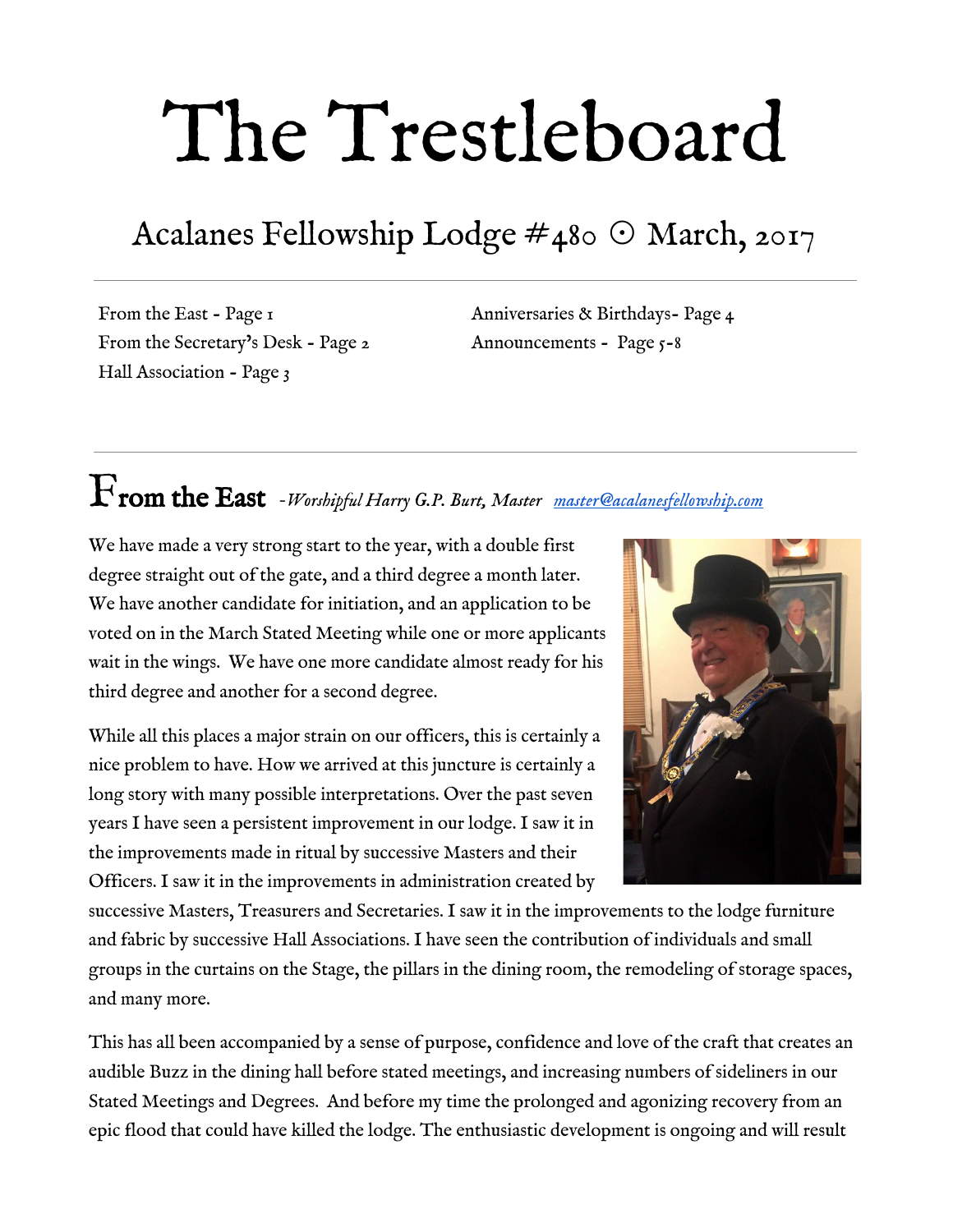# The Trestleboard

## Acalanes Fellowship Lodge #480 ⊙ March, 2017

From the East - Page 1
From the Secretary's Desk - Page 2
Hall Association - Page 3
Anniversaries & Birthdays- Page 4
Announcements - Page 5-8

---

## From the East *-Worshipful Harry G.P. Burt, Master* [master@acalanesfellowship.com](mailto:master@acalanesfellowship.com)

We have made a very strong start to the year, with a double first degree straight out of the gate, and a third degree a month later. We have another candidate for initiation, and an application to be voted on in the March Stated Meeting while one or more applicants wait in the wings. We have one more candidate almost ready for his third degree and another for a second degree.

While all this places a major strain on our officers, this is certainly a nice problem to have. How we arrived at this juncture is certainly a long story with many possible interpretations. Over the past seven years I have seen a persistent improvement in our lodge. I saw it in the improvements made in ritual by successive Masters and their Officers. I saw it in the improvements in administration created by successive Masters, Treasurers and Secretaries. I saw it in the improvements to the lodge furniture and fabric by successive Hall Associations. I have seen the contribution of individuals and small groups in the curtains on the Stage, the pillars in the dining room, the remodeling of storage spaces, and many more.

This has all been accompanied by a sense of purpose, confidence and love of the craft that creates an audible Buzz in the dining hall before stated meetings, and increasing numbers of sideliners in our Stated Meetings and Degrees. And before my time the prolonged and agonizing recovery from an epic flood that could have killed the lodge. The enthusiastic development is ongoing and will result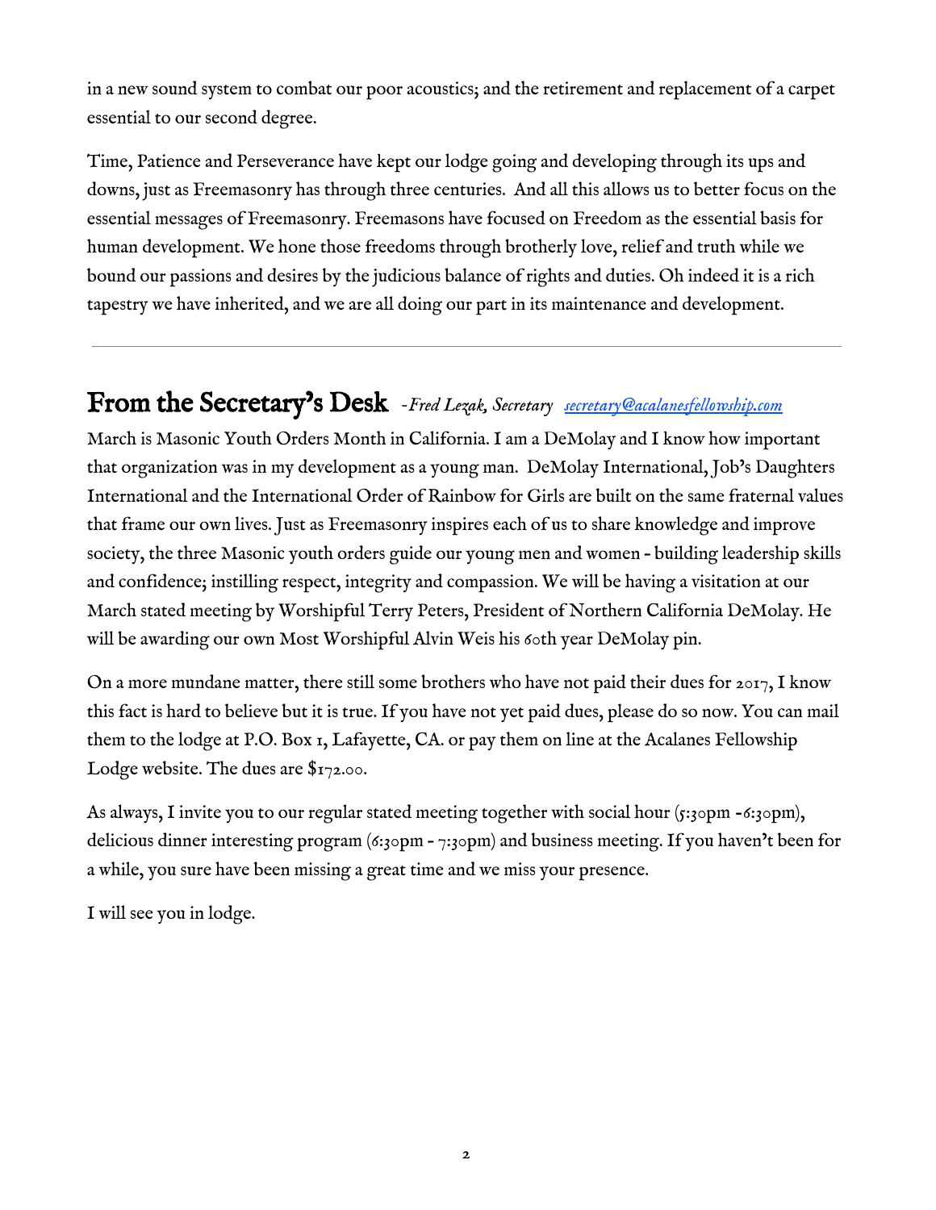in a new sound system to combat our poor acoustics; and the retirement and replacement of a carpet essential to our second degree.

Time, Patience and Perseverance have kept our lodge going and developing through its ups and downs, just as Freemasonry has through three centuries. And all this allows us to better focus on the essential messages of Freemasonry. Freemasons have focused on Freedom as the essential basis for human development. We hone those freedoms through brotherly love, relief and truth while we bound our passions and desires by the judicious balance of rights and duties. Oh indeed it is a rich tapestry we have inherited, and we are all doing our part in its maintenance and development.

---

## From the Secretary's Desk *-Fred Lezak, Secretary* *secretary@acalanesfellowship.com*

March is Masonic Youth Orders Month in California. I am a DeMolay and I know how important that organization was in my development as a young man. DeMolay International, Job's Daughters International and the International Order of Rainbow for Girls are built on the same fraternal values that frame our own lives. Just as Freemasonry inspires each of us to share knowledge and improve society, the three Masonic youth orders guide our young men and women - building leadership skills and confidence; instilling respect, integrity and compassion. We will be having a visitation at our March stated meeting by Worshipful Terry Peters, President of Northern California DeMolay. He will be awarding our own Most Worshipful Alvin Weis his 60th year DeMolay pin.

On a more mundane matter, there still some brothers who have not paid their dues for 2017, I know this fact is hard to believe but it is true. If you have not yet paid dues, please do so now. You can mail them to the lodge at P.O. Box 1, Lafayette, CA. or pay them on line at the Acalanes Fellowship Lodge website. The dues are $172.00.

As always, I invite you to our regular stated meeting together with social hour (5:30pm -6:30pm), delicious dinner interesting program (6:30pm - 7:30pm) and business meeting. If you haven't been for a while, you sure have been missing a great time and we miss your presence.

I will see you in lodge.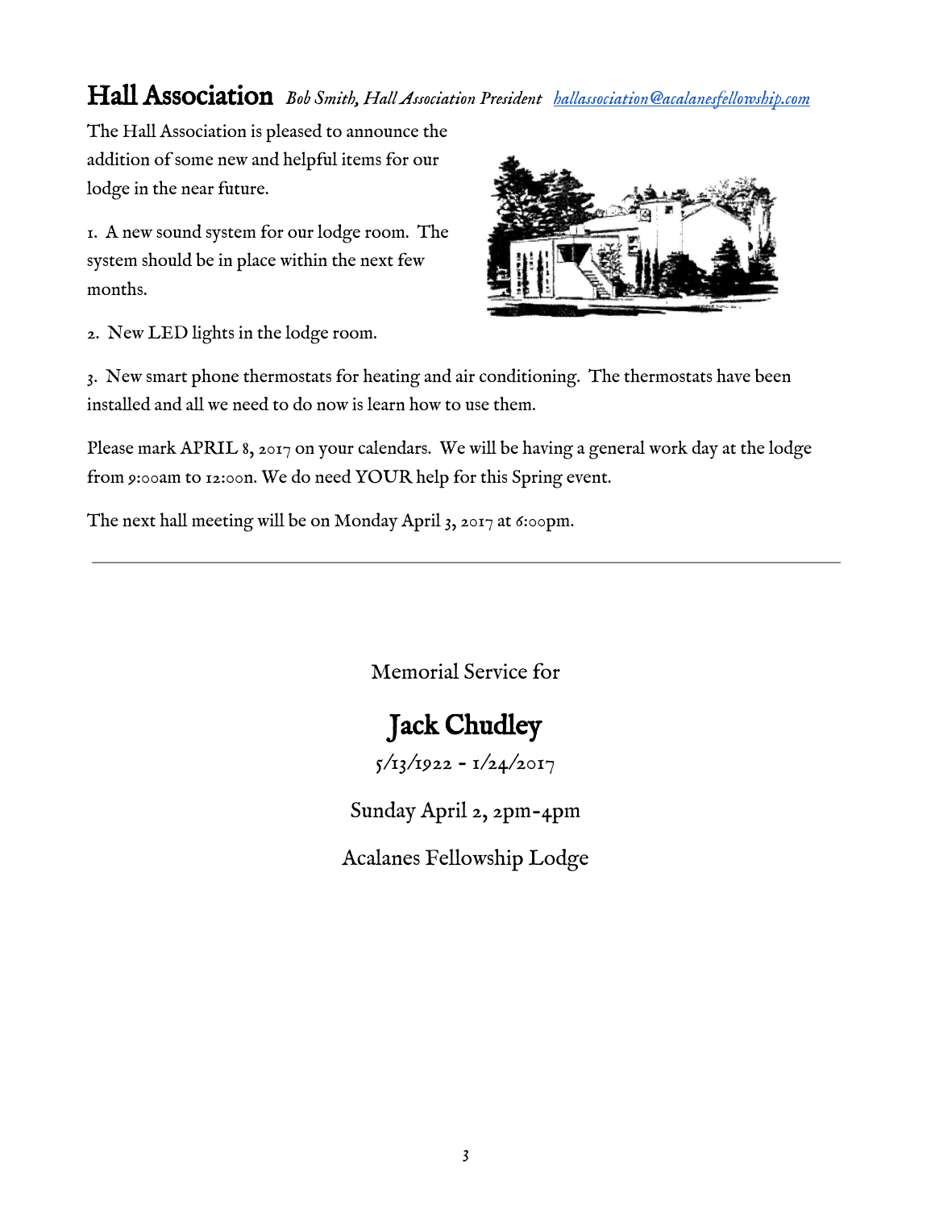## Hall Association *Bob Smith, Hall Association President* *hallassociation@acalanesfellowship.com*

The Hall Association is pleased to announce the addition of some new and helpful items for our lodge in the near future.

1. A new sound system for our lodge room. The system should be in place within the next few months.

2. New LED lights in the lodge room.

3. New smart phone thermostats for heating and air conditioning. The thermostats have been installed and all we need to do now is learn how to use them.

Please mark APRIL 8, 2017 on your calendars. We will be having a general work day at the lodge from 9:00am to 12:00n. We do need YOUR help for this Spring event.

The next hall meeting will be on Monday April 3, 2017 at 6:00pm.

---

Memorial Service for

## Jack Chudley

5/13/1922 - 1/24/2017

Sunday April 2, 2pm-4pm

Acalanes Fellowship Lodge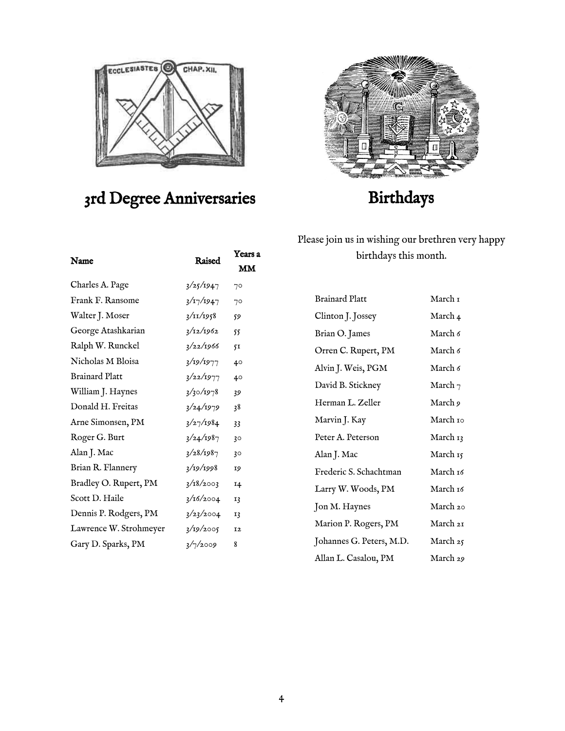## 3rd Degree Anniversaries

| Name | Raised | Years a MM |
|---|---|---|
| Charles A. Page | 3/25/1947 | 70 |
| Frank F. Ransome | 3/17/1947 | 70 |
| Walter J. Moser | 3/11/1958 | 59 |
| George Atashkarian | 3/12/1962 | 55 |
| Ralph W. Runckel | 3/22/1966 | 51 |
| Nicholas M Bloisa | 3/19/1977 | 40 |
| Brainard Platt | 3/22/1977 | 40 |
| William J. Haynes | 3/30/1978 | 39 |
| Donald H. Freitas | 3/24/1979 | 38 |
| Arne Simonsen, PM | 3/27/1984 | 33 |
| Roger G. Burt | 3/24/1987 | 30 |
| Alan J. Mac | 3/28/1987 | 30 |
| Brian R. Flannery | 3/19/1998 | 19 |
| Bradley O. Rupert, PM | 3/18/2003 | 14 |
| Scott D. Haile | 3/16/2004 | 13 |
| Dennis P. Rodgers, PM | 3/23/2004 | 13 |
| Lawrence W. Strohmeyer | 3/19/2005 | 12 |
| Gary D. Sparks, PM | 3/7/2009 | 8 |

## Birthdays

Please join us in wishing our brethren very happy birthdays this month.

| Name | Birthday |
|---|---|
| Brainard Platt | March 1 |
| Clinton J. Jossey | March 4 |
| Brian O. James | March 6 |
| Orren C. Rupert, PM | March 6 |
| Alvin J. Weis, PGM | March 6 |
| David B. Stickney | March 7 |
| Herman L. Zeller | March 9 |
| Marvin J. Kay | March 10 |
| Peter A. Peterson | March 13 |
| Alan J. Mac | March 15 |
| Frederic S. Schachtman | March 16 |
| Larry W. Woods, PM | March 16 |
| Jon M. Haynes | March 20 |
| Marion P. Rogers, PM | March 21 |
| Johannes G. Peters, M.D. | March 25 |
| Allan L. Casalou, PM | March 29 |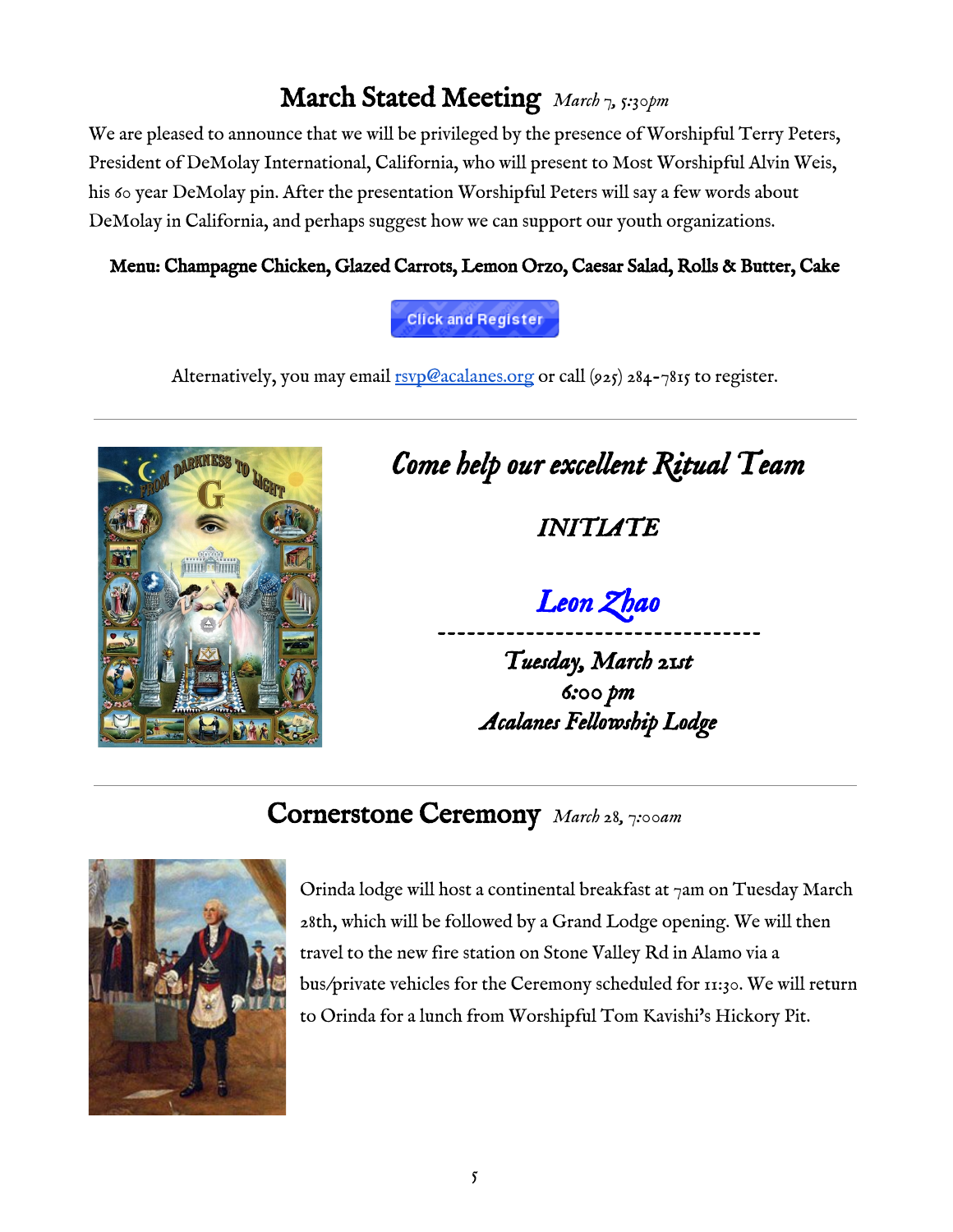## March Stated Meeting *March 7, 5:30pm*

We are pleased to announce that we will be privileged by the presence of Worshipful Terry Peters, President of DeMolay International, California, who will present to Most Worshipful Alvin Weis, his 60 year DeMolay pin. After the presentation Worshipful Peters will say a few words about DeMolay in California, and perhaps suggest how we can support our youth organizations.

**Menu: Champagne Chicken, Glazed Carrots, Lemon Orzo, Caesar Salad, Rolls & Butter, Cake**

Click and Register

Alternatively, you may email rsvp@acalanes.org or call (925) 284-7815 to register.

---

*Come help our excellent Ritual Team*

*INITIATE*

*Leon Zhao*

---

*Tuesday, March 21st*

*6:00 pm*

*Acalanes Fellowship Lodge*

---

## Cornerstone Ceremony *March 28, 7:00am*

Orinda lodge will host a continental breakfast at 7am on Tuesday March 28th, which will be followed by a Grand Lodge opening. We will then travel to the new fire station on Stone Valley Rd in Alamo via a bus/private vehicles for the Ceremony scheduled for 11:30. We will return to Orinda for a lunch from Worshipful Tom Kavishi's Hickory Pit.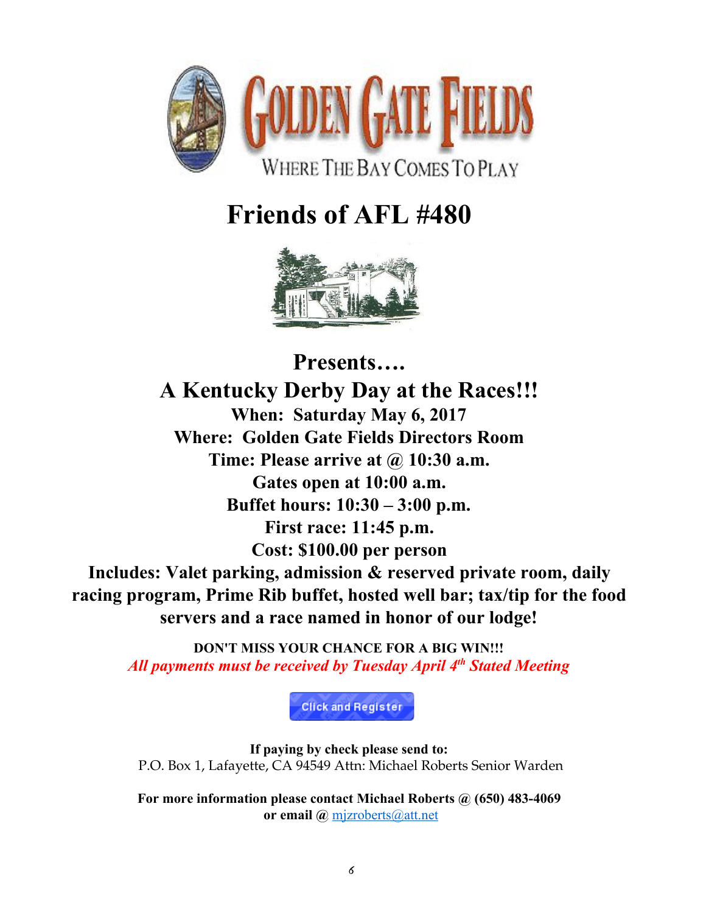# GOLDEN GATE FIELDS

WHERE THE BAY COMES TO PLAY

# Friends of AFL #480

## Presents….

## A Kentucky Derby Day at the Races!!!

**When: Saturday May 6, 2017**

**Where: Golden Gate Fields Directors Room**

**Time: Please arrive at @ 10:30 a.m.**

**Gates open at 10:00 a.m.**

**Buffet hours: 10:30 – 3:00 p.m.**

**First race: 11:45 p.m.**

**Cost: $100.00 per person**

**Includes: Valet parking, admission & reserved private room, daily racing program, Prime Rib buffet, hosted well bar; tax/tip for the food servers and a race named in honor of our lodge!**

**DON'T MISS YOUR CHANCE FOR A BIG WIN!!!**

***All payments must be received by Tuesday April 4th Stated Meeting***

Click and Register

**If paying by check please send to:**
P.O. Box 1, Lafayette, CA 94549 Attn: Michael Roberts Senior Warden

**For more information please contact Michael Roberts @ (650) 483-4069 or email @** mjzroberts@att.net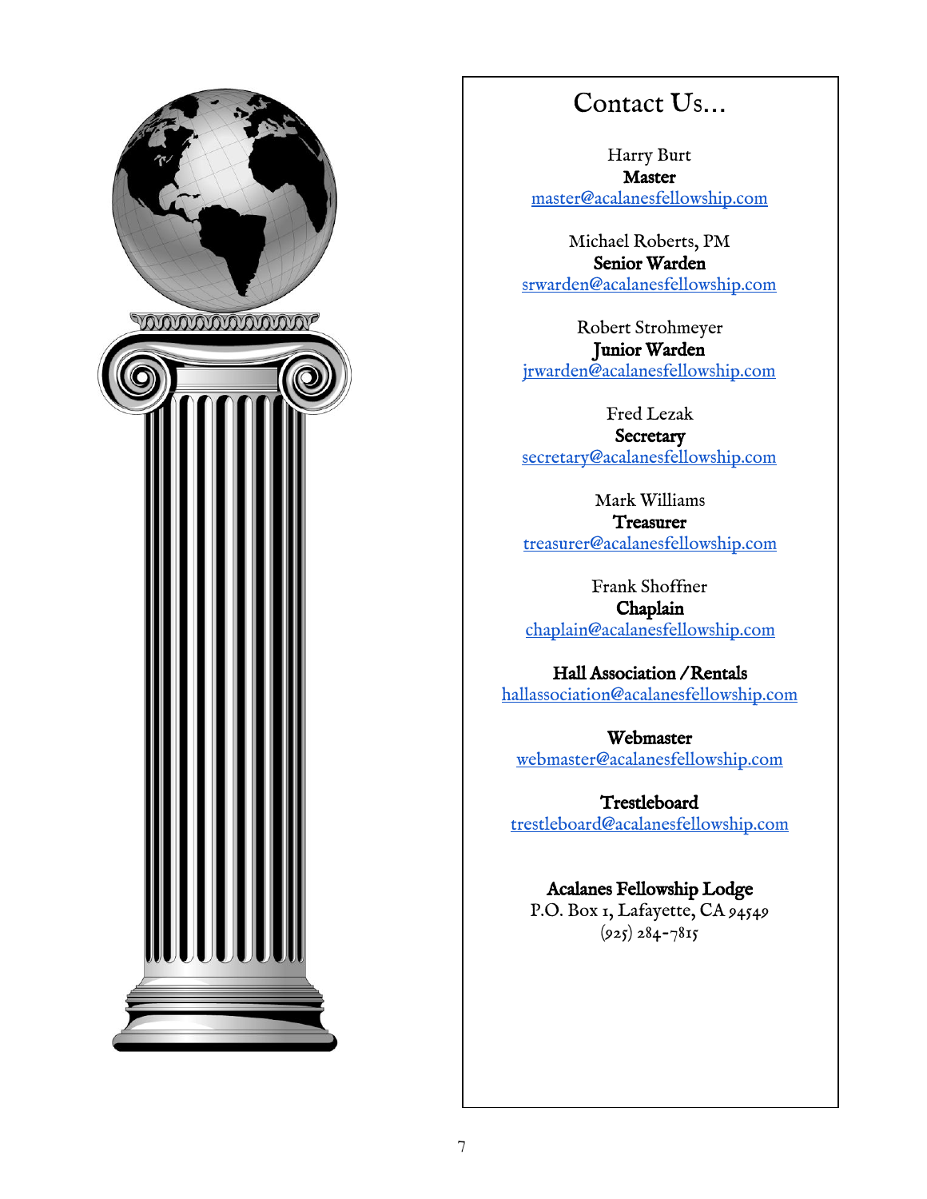# Contact Us...

Harry Burt
**Master**
master@acalanesfellowship.com

Michael Roberts, PM
**Senior Warden**
srwarden@acalanesfellowship.com

Robert Strohmeyer
**Junior Warden**
jrwarden@acalanesfellowship.com

Fred Lezak
**Secretary**
secretary@acalanesfellowship.com

Mark Williams
**Treasurer**
treasurer@acalanesfellowship.com

Frank Shoffner
**Chaplain**
chaplain@acalanesfellowship.com

**Hall Association /Rentals**
hallassociation@acalanesfellowship.com

**Webmaster**
webmaster@acalanesfellowship.com

**Trestleboard**
trestleboard@acalanesfellowship.com

**Acalanes Fellowship Lodge**
P.O. Box 1, Lafayette, CA 94549
(925) 284-7815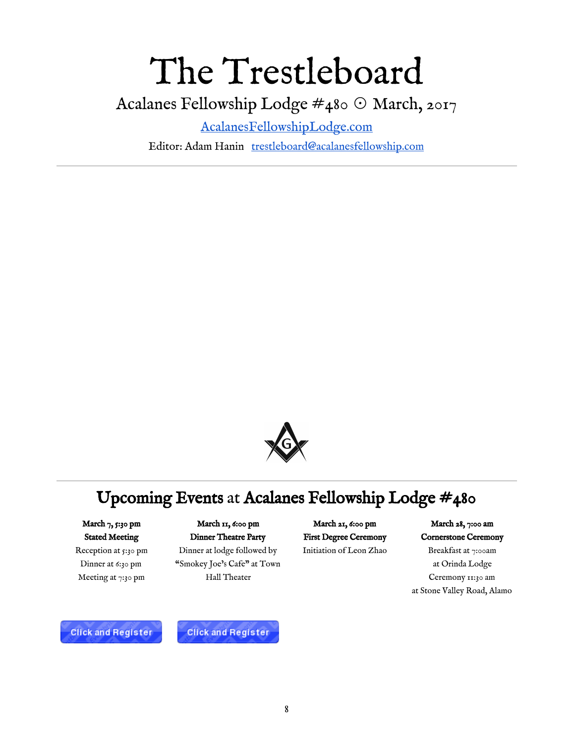# The Trestleboard

Acalanes Fellowship Lodge #480 ⊙ March, 2017

AcalanesFellowshipLodge.com

Editor: Adam Hanin trestleboard@acalanesfellowship.com

---

## Upcoming Events at Acalanes Fellowship Lodge #480

**March 7, 5:30 pm**
**Stated Meeting**
Reception at 5:30 pm
Dinner at 6:30 pm
Meeting at 7:30 pm

Click and Register

**March 11, 6:00 pm**
**Dinner Theatre Party**
Dinner at lodge followed by "Smokey Joe's Cafe" at Town Hall Theater

Click and Register

**March 21, 6:00 pm**
**First Degree Ceremony**
Initiation of Leon Zhao

**March 28, 7:00 am**
**Cornerstone Ceremony**
Breakfast at 7:00am
at Orinda Lodge
Ceremony 11:30 am
at Stone Valley Road, Alamo